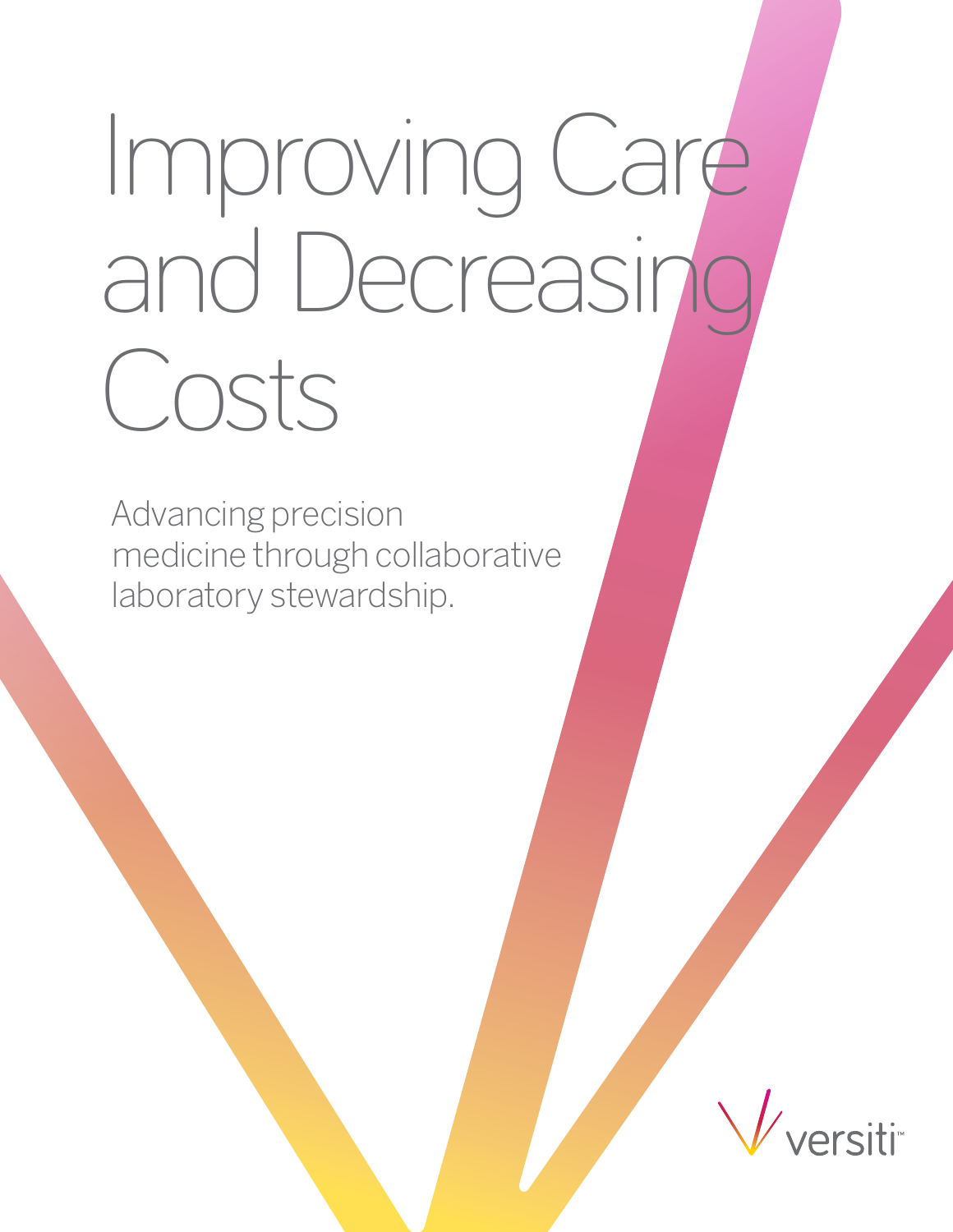# Improving Care and Decreasing Costs

Advancing precision medicine through collaborative laboratory stewardship.

versiti™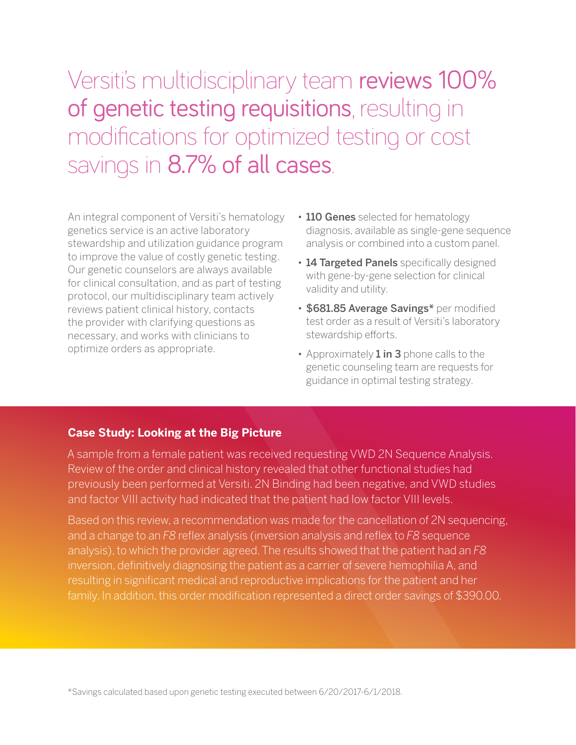# Versiti's multidisciplinary team **reviews 100% of genetic testing requisitions**, resulting in modifications for optimized testing or cost savings in **8.7% of all cases**.

An integral component of Versiti's hematology genetics service is an active laboratory stewardship and utilization guidance program to improve the value of costly genetic testing. Our genetic counselors are always available for clinical consultation, and as part of testing protocol, our multidisciplinary team actively reviews patient clinical history, contacts the provider with clarifying questions as necessary, and works with clinicians to optimize orders as appropriate.

- **110 Genes** selected for hematology diagnosis, available as single-gene sequence analysis or combined into a custom panel.
- **14 Targeted Panels** specifically designed with gene-by-gene selection for clinical validity and utility.
- **$681.85 Average Savings*** per modified test order as a result of Versiti's laboratory stewardship efforts.
- Approximately **1 in 3** phone calls to the genetic counseling team are requests for guidance in optimal testing strategy.

### Case Study: Looking at the Big Picture

A sample from a female patient was received requesting VWD 2N Sequence Analysis. Review of the order and clinical history revealed that other functional studies had previously been performed at Versiti. 2N Binding had been negative, and VWD studies and factor VIII activity had indicated that the patient had low factor VIII levels.

Based on this review, a recommendation was made for the cancellation of 2N sequencing, and a change to an *F8* reflex analysis (inversion analysis and reflex to *F8* sequence analysis), to which the provider agreed. The results showed that the patient had an *F8* inversion, definitively diagnosing the patient as a carrier of severe hemophilia A, and resulting in significant medical and reproductive implications for the patient and her family. In addition, this order modification represented a direct order savings of $390.00.

*Savings calculated based upon genetic testing executed between 6/20/2017-6/1/2018.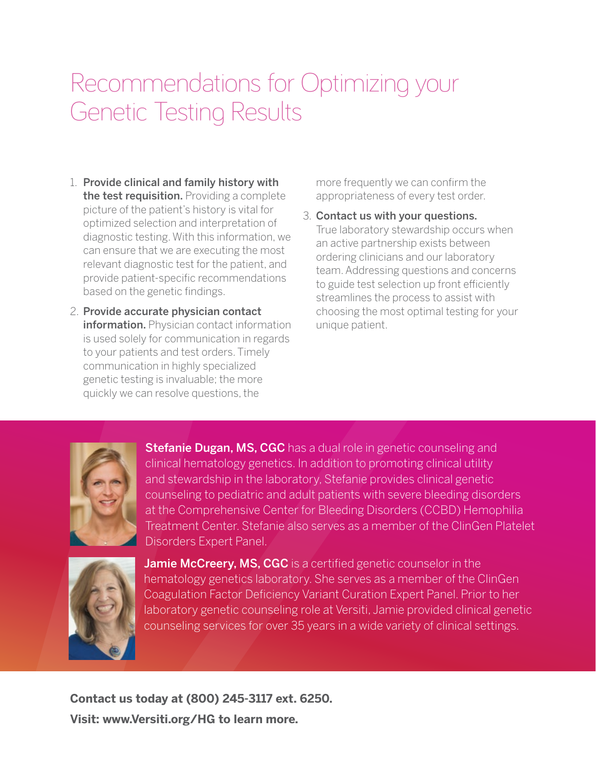# Recommendations for Optimizing your Genetic Testing Results

1. **Provide clinical and family history with the test requisition.** Providing a complete picture of the patient's history is vital for optimized selection and interpretation of diagnostic testing. With this information, we can ensure that we are executing the most relevant diagnostic test for the patient, and provide patient-specific recommendations based on the genetic findings.
2. **Provide accurate physician contact information.** Physician contact information is used solely for communication in regards to your patients and test orders. Timely communication in highly specialized genetic testing is invaluable; the more quickly we can resolve questions, the more frequently we can confirm the appropriateness of every test order.
3. **Contact us with your questions.** True laboratory stewardship occurs when an active partnership exists between ordering clinicians and our laboratory team. Addressing questions and concerns to guide test selection up front efficiently streamlines the process to assist with choosing the most optimal testing for your unique patient.

**Stefanie Dugan, MS, CGC** has a dual role in genetic counseling and clinical hematology genetics. In addition to promoting clinical utility and stewardship in the laboratory, Stefanie provides clinical genetic counseling to pediatric and adult patients with severe bleeding disorders at the Comprehensive Center for Bleeding Disorders (CCBD) Hemophilia Treatment Center. Stefanie also serves as a member of the ClinGen Platelet Disorders Expert Panel.

**Jamie McCreery, MS, CGC** is a certified genetic counselor in the hematology genetics laboratory. She serves as a member of the ClinGen Coagulation Factor Deficiency Variant Curation Expert Panel. Prior to her laboratory genetic counseling role at Versiti, Jamie provided clinical genetic counseling services for over 35 years in a wide variety of clinical settings.

**Contact us today at (800) 245-3117 ext. 6250.**

**Visit: www.Versiti.org/HG to learn more.**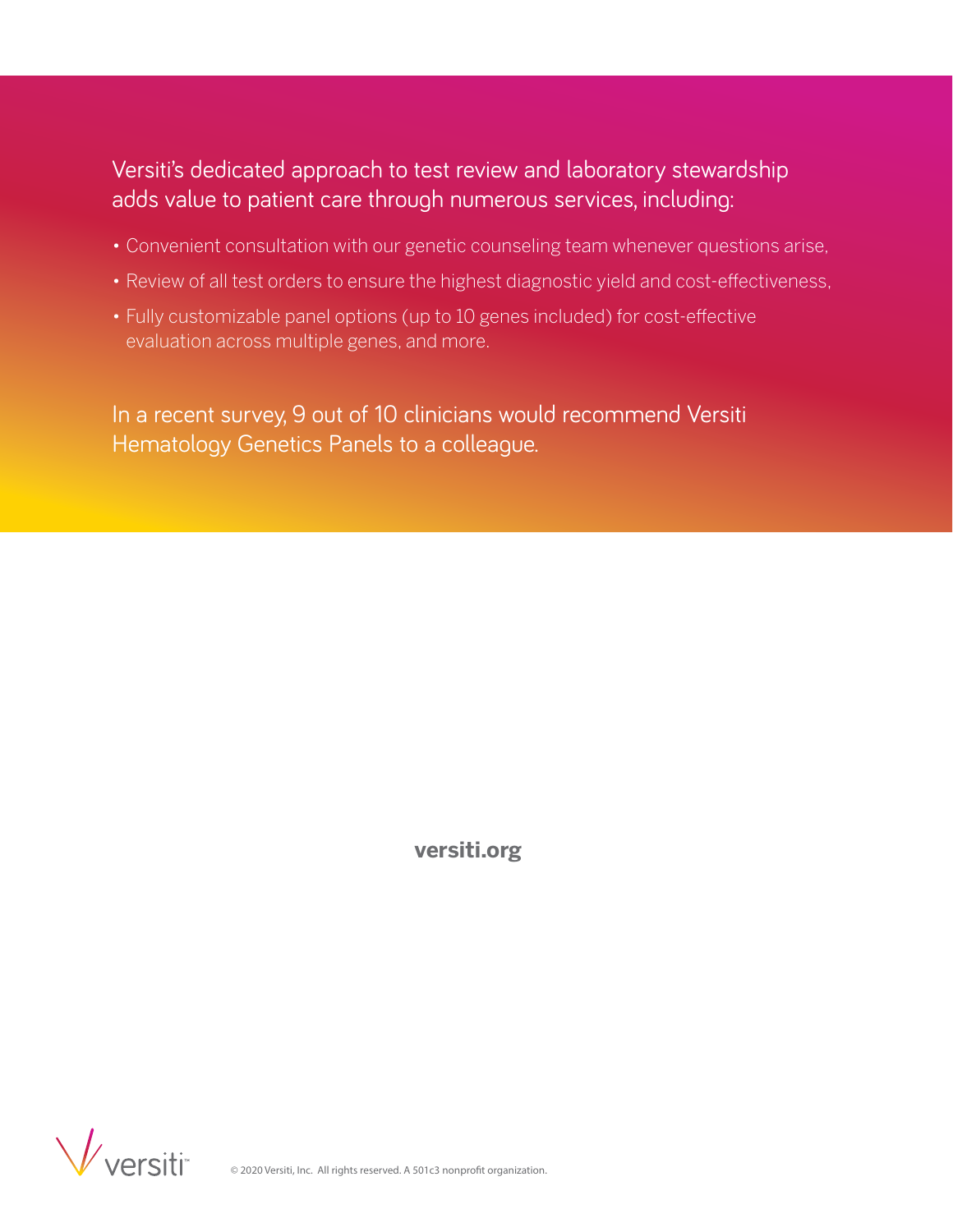Versiti's dedicated approach to test review and laboratory stewardship adds value to patient care through numerous services, including:

- Convenient consultation with our genetic counseling team whenever questions arise,
- Review of all test orders to ensure the highest diagnostic yield and cost-effectiveness,
- Fully customizable panel options (up to 10 genes included) for cost-effective evaluation across multiple genes, and more.

In a recent survey, 9 out of 10 clinicians would recommend Versiti Hematology Genetics Panels to a colleague.

**versiti.org**

versiti™

© 2020 Versiti, Inc. All rights reserved. A 501c3 nonprofit organization.